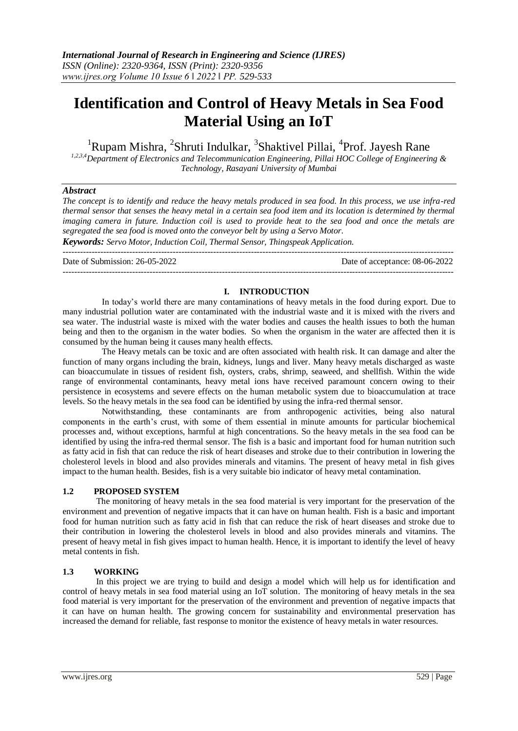# Identification and Control of Heavy Metals in Sea Food Material Using an IoT

[1]Rupam Mishra, [2]Shruti Indulkar, [3]Shaktivel Pillai, [4]Prof. Jayesh Rane

[1,2,3,4]*Department of Electronics and Telecommunication Engineering, Pillai HOC College of Engineering & Technology, Rasayani University of Mumbai*

### *Abstract*

*The concept is to identify and reduce the heavy metals produced in sea food. In this process, we use infra-red thermal sensor that senses the heavy metal in a certain sea food item and its location is determined by thermal imaging camera in future. Induction coil is used to provide heat to the sea food and once the metals are segregated the sea food is moved onto the conveyor belt by using a Servo Motor.*

***Keywords:*** *Servo Motor, Induction Coil, Thermal Sensor, Thingspeak Application.*

---

Date of Submission: 26-05-2022 | Date of acceptance: 08-06-2022

---

## I. INTRODUCTION

In today's world there are many contaminations of heavy metals in the food during export. Due to many industrial pollution water are contaminated with the industrial waste and it is mixed with the rivers and sea water. The industrial waste is mixed with the water bodies and causes the health issues to both the human being and then to the organism in the water bodies. So when the organism in the water are affected then it is consumed by the human being it causes many health effects.

The Heavy metals can be toxic and are often associated with health risk. It can damage and alter the function of many organs including the brain, kidneys, lungs and liver. Many heavy metals discharged as waste can bioaccumulate in tissues of resident fish, oysters, crabs, shrimp, seaweed, and shellfish. Within the wide range of environmental contaminants, heavy metal ions have received paramount concern owing to their persistence in ecosystems and severe effects on the human metabolic system due to bioaccumulation at trace levels. So the heavy metals in the sea food can be identified by using the infra-red thermal sensor.

Notwithstanding, these contaminants are from anthropogenic activities, being also natural components in the earth's crust, with some of them essential in minute amounts for particular biochemical processes and, without exceptions, harmful at high concentrations. So the heavy metals in the sea food can be identified by using the infra-red thermal sensor. The fish is a basic and important food for human nutrition such as fatty acid in fish that can reduce the risk of heart diseases and stroke due to their contribution in lowering the cholesterol levels in blood and also provides minerals and vitamins. The present of heavy metal in fish gives impact to the human health. Besides, fish is a very suitable bio indicator of heavy metal contamination.

### 1.2 PROPOSED SYSTEM

The monitoring of heavy metals in the sea food material is very important for the preservation of the environment and prevention of negative impacts that it can have on human health. Fish is a basic and important food for human nutrition such as fatty acid in fish that can reduce the risk of heart diseases and stroke due to their contribution in lowering the cholesterol levels in blood and also provides minerals and vitamins. The present of heavy metal in fish gives impact to human health. Hence, it is important to identify the level of heavy metal contents in fish.

### 1.3 WORKING

In this project we are trying to build and design a model which will help us for identification and control of heavy metals in sea food material using an IoT solution. The monitoring of heavy metals in the sea food material is very important for the preservation of the environment and prevention of negative impacts that it can have on human health. The growing concern for sustainability and environmental preservation has increased the demand for reliable, fast response to monitor the existence of heavy metals in water resources.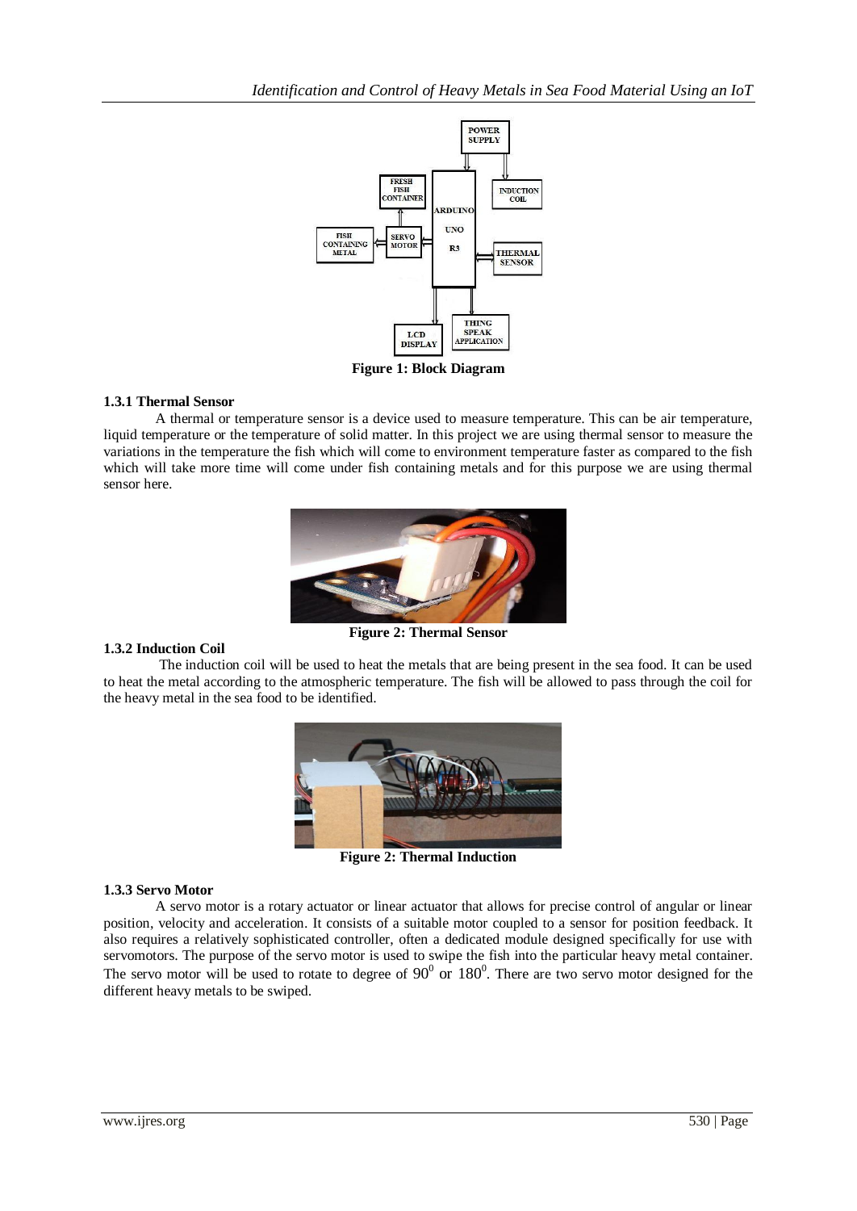Figure 1: Block Diagram

### 1.3.1 Thermal Sensor

A thermal or temperature sensor is a device used to measure temperature. This can be air temperature, liquid temperature or the temperature of solid matter. In this project we are using thermal sensor to measure the variations in the temperature the fish which will come to environment temperature faster as compared to the fish which will take more time will come under fish containing metals and for this purpose we are using thermal sensor here.

Figure 2: Thermal Sensor

### 1.3.2 Induction Coil

The induction coil will be used to heat the metals that are being present in the sea food. It can be used to heat the metal according to the atmospheric temperature. The fish will be allowed to pass through the coil for the heavy metal in the sea food to be identified.

Figure 2: Thermal Induction

### 1.3.3 Servo Motor

A servo motor is a rotary actuator or linear actuator that allows for precise control of angular or linear position, velocity and acceleration. It consists of a suitable motor coupled to a sensor for position feedback. It also requires a relatively sophisticated controller, often a dedicated module designed specifically for use with servomotors. The purpose of the servo motor is used to swipe the fish into the particular heavy metal container. The servo motor will be used to rotate to degree of $90^0$ or $180^0$. There are two servo motor designed for the different heavy metals to be swiped.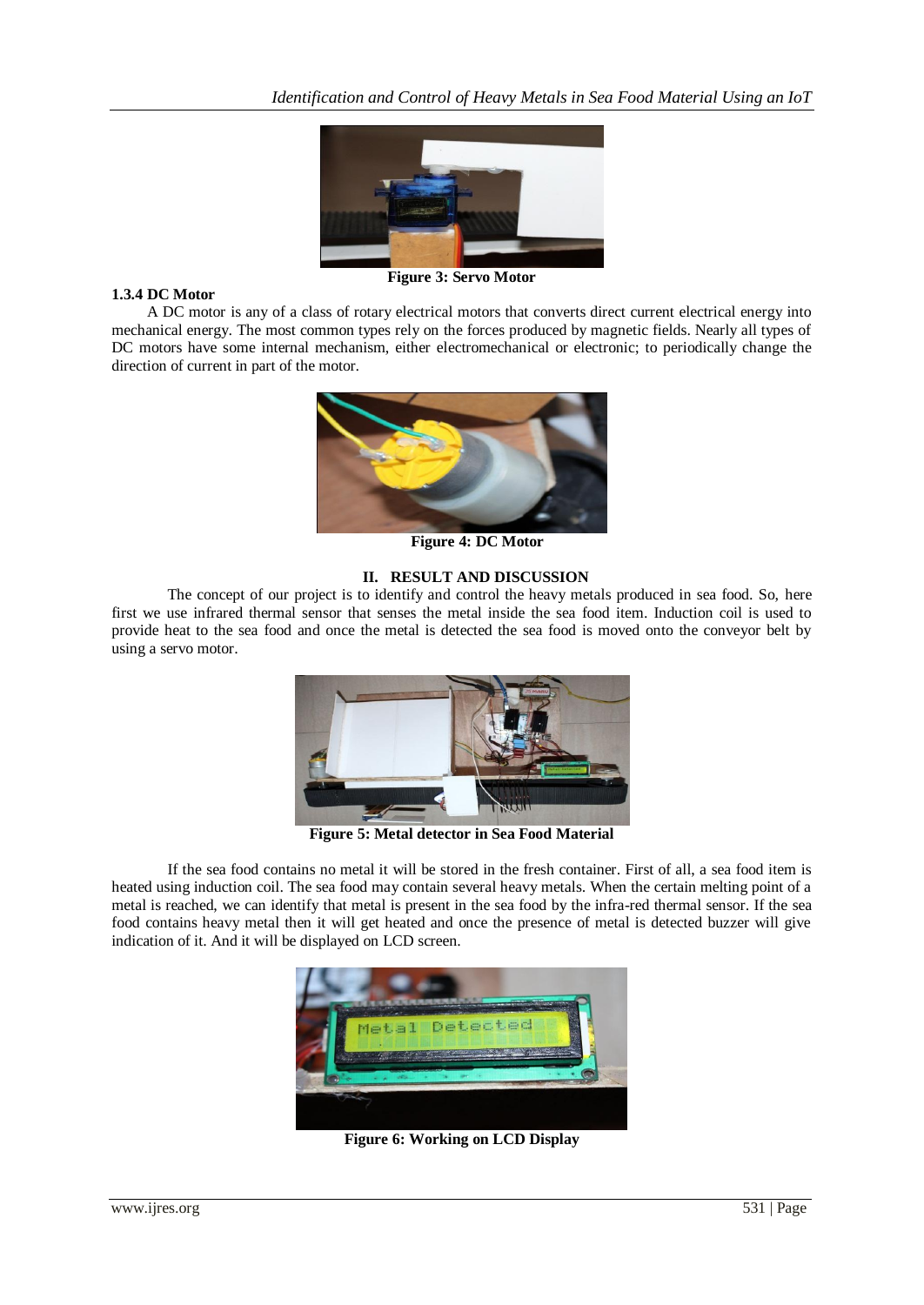Figure 3: Servo Motor

### 1.3.4 DC Motor

A DC motor is any of a class of rotary electrical motors that converts direct current electrical energy into mechanical energy. The most common types rely on the forces produced by magnetic fields. Nearly all types of DC motors have some internal mechanism, either electromechanical or electronic; to periodically change the direction of current in part of the motor.

Figure 4: DC Motor

## II. RESULT AND DISCUSSION

The concept of our project is to identify and control the heavy metals produced in sea food. So, here first we use infrared thermal sensor that senses the metal inside the sea food item. Induction coil is used to provide heat to the sea food and once the metal is detected the sea food is moved onto the conveyor belt by using a servo motor.

Figure 5: Metal detector in Sea Food Material

If the sea food contains no metal it will be stored in the fresh container. First of all, a sea food item is heated using induction coil. The sea food may contain several heavy metals. When the certain melting point of a metal is reached, we can identify that metal is present in the sea food by the infra-red thermal sensor. If the sea food contains heavy metal then it will get heated and once the presence of metal is detected buzzer will give indication of it. And it will be displayed on LCD screen.

Figure 6: Working on LCD Display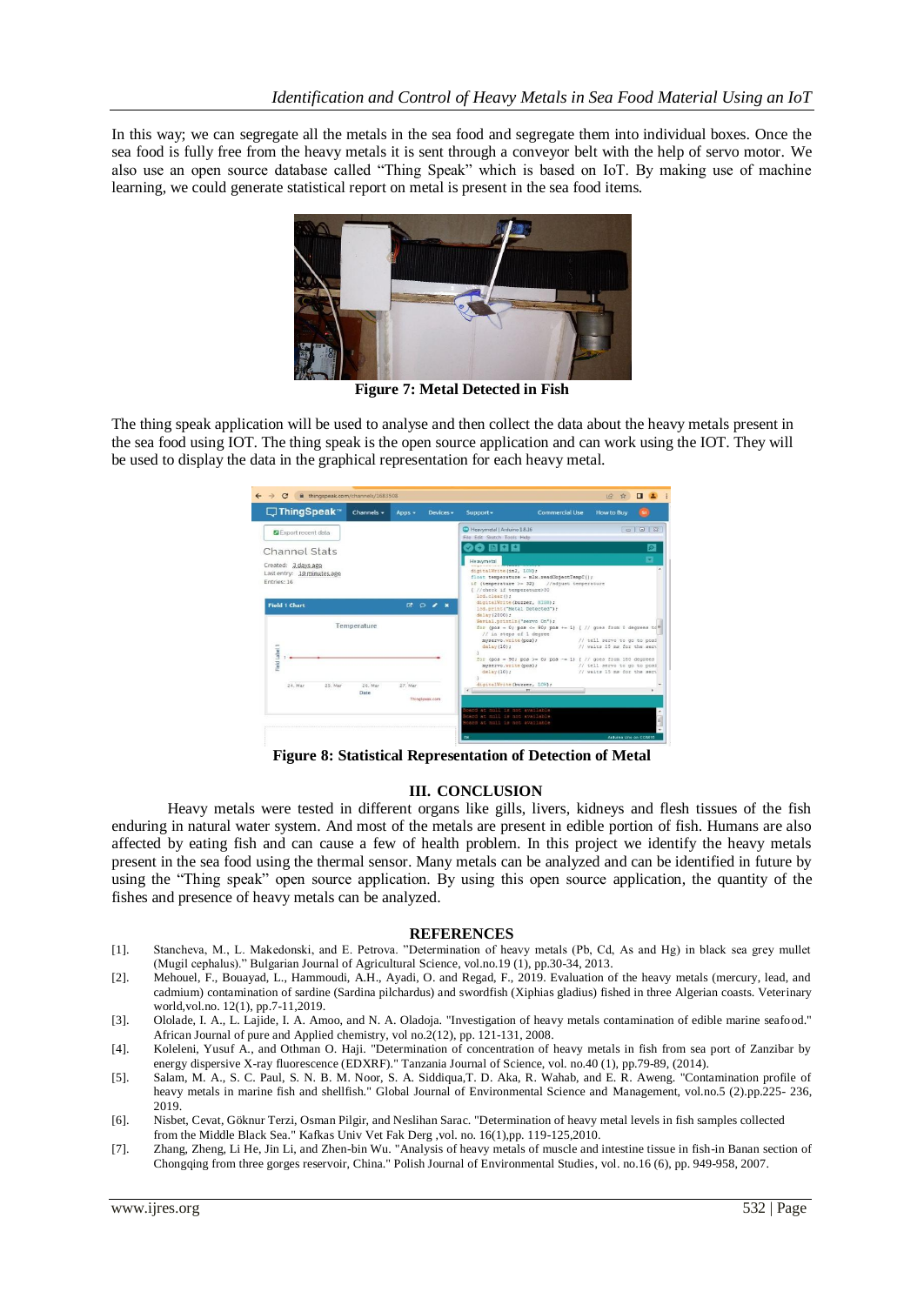In this way; we can segregate all the metals in the sea food and segregate them into individual boxes. Once the sea food is fully free from the heavy metals it is sent through a conveyor belt with the help of servo motor. We also use an open source database called "Thing Speak" which is based on IoT. By making use of machine learning, we could generate statistical report on metal is present in the sea food items.

**Figure 7: Metal Detected in Fish**

The thing speak application will be used to analyse and then collect the data about the heavy metals present in the sea food using IOT. The thing speak is the open source application and can work using the IOT. They will be used to display the data in the graphical representation for each heavy metal.

**Figure 8: Statistical Representation of Detection of Metal**

## III. CONCLUSION

Heavy metals were tested in different organs like gills, livers, kidneys and flesh tissues of the fish enduring in natural water system. And most of the metals are present in edible portion of fish. Humans are also affected by eating fish and can cause a few of health problem. In this project we identify the heavy metals present in the sea food using the thermal sensor. Many metals can be analyzed and can be identified in future by using the "Thing speak" open source application. By using this open source application, the quantity of the fishes and presence of heavy metals can be analyzed.

## REFERENCES

[1]. Stancheva, M., L. Makedonski, and E. Petrova. "Determination of heavy metals (Pb, Cd, As and Hg) in black sea grey mullet (Mugil cephalus)." Bulgarian Journal of Agricultural Science, vol.no.19 (1), pp.30-34, 2013.

[2]. Mehouel, F., Bouayad, L., Hammoudi, A.H., Ayadi, O. and Regad, F., 2019. Evaluation of the heavy metals (mercury, lead, and cadmium) contamination of sardine (Sardina pilchardus) and swordfish (Xiphias gladius) fished in three Algerian coasts. Veterinary world,vol.no. 12(1), pp.7-11,2019.

[3]. Ololade, I. A., L. Lajide, I. A. Amoo, and N. A. Oladoja. "Investigation of heavy metals contamination of edible marine seafood." African Journal of pure and Applied chemistry, vol no.2(12), pp. 121-131, 2008.

[4]. Koleleni, Yusuf A., and Othman O. Haji. "Determination of concentration of heavy metals in fish from sea port of Zanzibar by energy dispersive X-ray fluorescence (EDXRF)." Tanzania Journal of Science, vol. no.40 (1), pp.79-89, (2014).

[5]. Salam, M. A., S. C. Paul, S. N. B. M. Noor, S. A. Siddiqua,T. D. Aka, R. Wahab, and E. R. Aweng. "Contamination profile of heavy metals in marine fish and shellfish." Global Journal of Environmental Science and Management, vol.no.5 (2).pp.225- 236, 2019.

[6]. Nisbet, Cevat, Göknur Terzi, Osman Pilgir, and Neslihan Sarac. "Determination of heavy metal levels in fish samples collected from the Middle Black Sea." Kafkas Univ Vet Fak Derg ,vol. no. 16(1),pp. 119-125,2010.

[7]. Zhang, Zheng, Li He, Jin Li, and Zhen-bin Wu. "Analysis of heavy metals of muscle and intestine tissue in fish-in Banan section of Chongqing from three gorges reservoir, China." Polish Journal of Environmental Studies, vol. no.16 (6), pp. 949-958, 2007.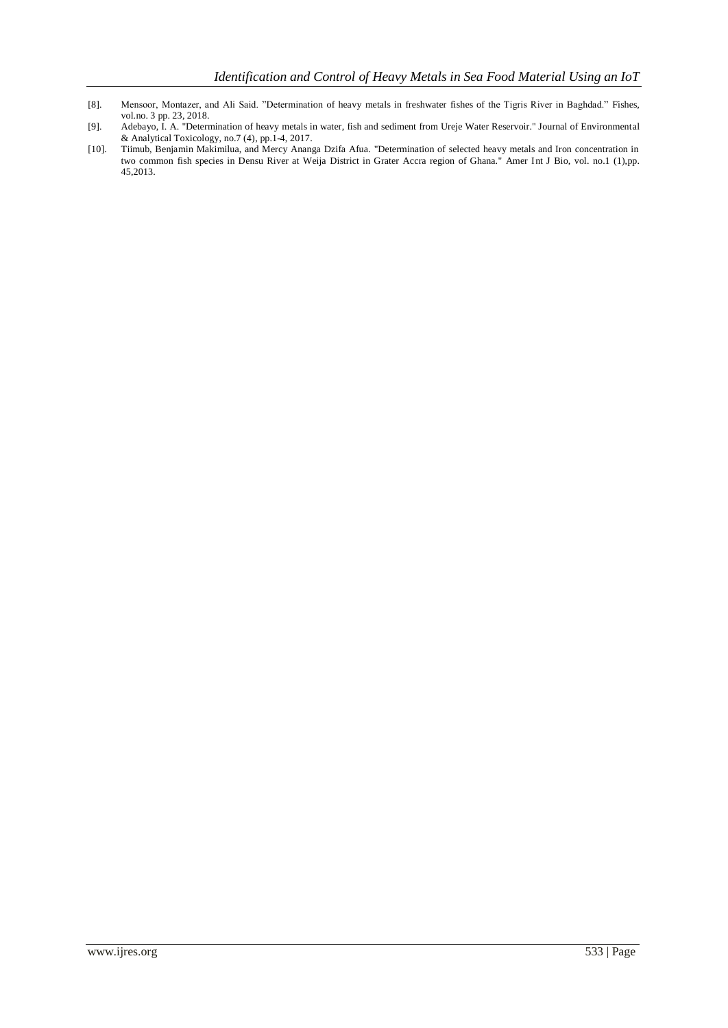[8]. Mensoor, Montazer, and Ali Said. "Determination of heavy metals in freshwater fishes of the Tigris River in Baghdad." Fishes, vol.no. 3 pp. 23, 2018.

[9]. Adebayo, I. A. "Determination of heavy metals in water, fish and sediment from Ureje Water Reservoir." Journal of Environmental & Analytical Toxicology, no.7 (4), pp.1-4, 2017.

[10]. Tiimub, Benjamin Makimilua, and Mercy Ananga Dzifa Afua. "Determination of selected heavy metals and Iron concentration in two common fish species in Densu River at Weija District in Grater Accra region of Ghana." Amer Int J Bio, vol. no.1 (1),pp. 45,2013.